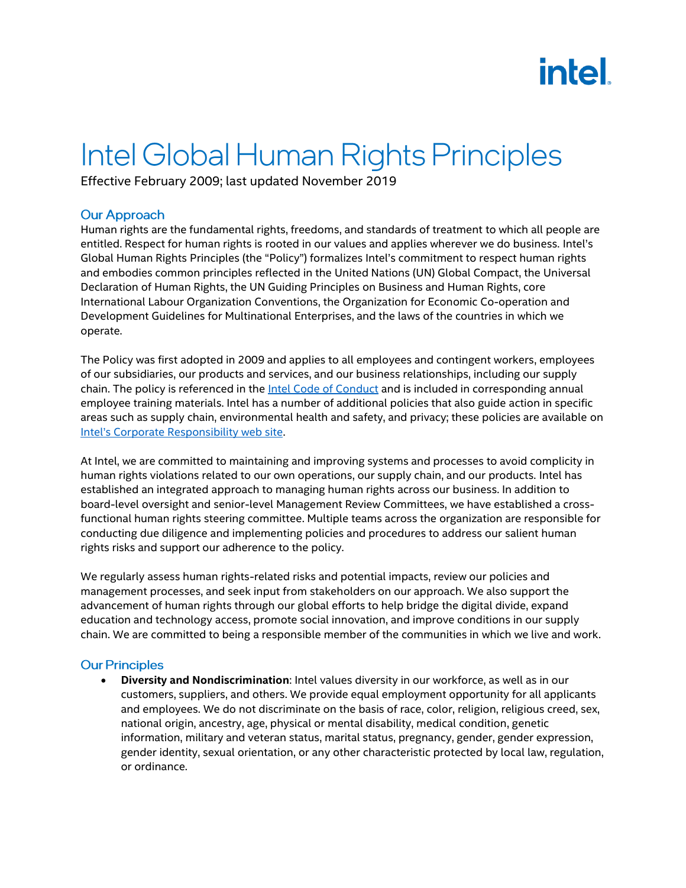# Intel Global Human Rights Principles

Effective February 2009; last updated November 2019

## Our Approach

Human rights are the fundamental rights, freedoms, and standards of treatment to which all people are entitled. Respect for human rights is rooted in our values and applies wherever we do business. Intel's Global Human Rights Principles (the "Policy") formalizes Intel's commitment to respect human rights and embodies common principles reflected in the United Nations (UN) Global Compact, the Universal Declaration of Human Rights, the UN Guiding Principles on Business and Human Rights, core International Labour Organization Conventions, the Organization for Economic Co-operation and Development Guidelines for Multinational Enterprises, and the laws of the countries in which we operate.

The Policy was first adopted in 2009 and applies to all employees and contingent workers, employees of our subsidiaries, our products and services, and our business relationships, including our supply chain. The policy is referenced in the Intel Code of Conduct and is included in corresponding annual employee training materials. Intel has a number of additional policies that also guide action in specific areas such as supply chain, environmental health and safety, and privacy; these policies are available on Intel's Corporate Responsibility web site.

At Intel, we are committed to maintaining and improving systems and processes to avoid complicity in human rights violations related to our own operations, our supply chain, and our products. Intel has established an integrated approach to managing human rights across our business. In addition to board-level oversight and senior-level Management Review Committees, we have established a cross-functional human rights steering committee. Multiple teams across the organization are responsible for conducting due diligence and implementing policies and procedures to address our salient human rights risks and support our adherence to the policy.

We regularly assess human rights-related risks and potential impacts, review our policies and management processes, and seek input from stakeholders on our approach. We also support the advancement of human rights through our global efforts to help bridge the digital divide, expand education and technology access, promote social innovation, and improve conditions in our supply chain. We are committed to being a responsible member of the communities in which we live and work.

## Our Principles

- **Diversity and Nondiscrimination**: Intel values diversity in our workforce, as well as in our customers, suppliers, and others. We provide equal employment opportunity for all applicants and employees. We do not discriminate on the basis of race, color, religion, religious creed, sex, national origin, ancestry, age, physical or mental disability, medical condition, genetic information, military and veteran status, marital status, pregnancy, gender, gender expression, gender identity, sexual orientation, or any other characteristic protected by local law, regulation, or ordinance.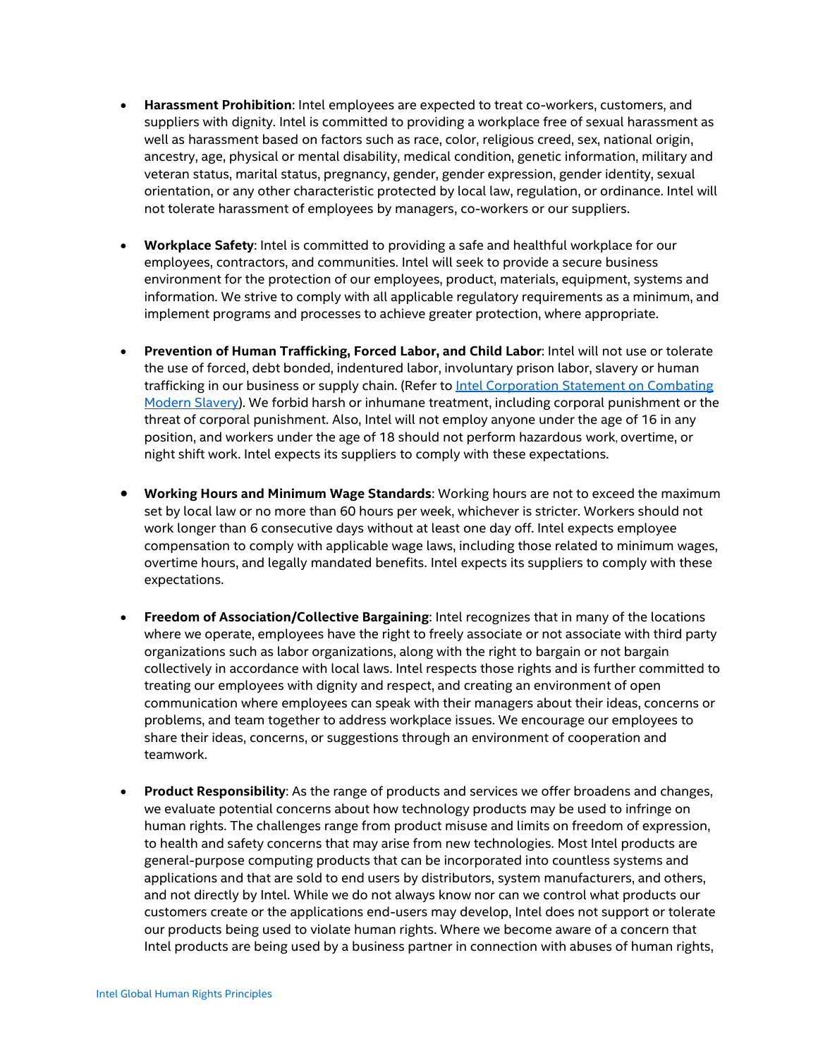- **Harassment Prohibition**: Intel employees are expected to treat co-workers, customers, and suppliers with dignity. Intel is committed to providing a workplace free of sexual harassment as well as harassment based on factors such as race, color, religious creed, sex, national origin, ancestry, age, physical or mental disability, medical condition, genetic information, military and veteran status, marital status, pregnancy, gender, gender expression, gender identity, sexual orientation, or any other characteristic protected by local law, regulation, or ordinance. Intel will not tolerate harassment of employees by managers, co-workers or our suppliers.

- **Workplace Safety**: Intel is committed to providing a safe and healthful workplace for our employees, contractors, and communities. Intel will seek to provide a secure business environment for the protection of our employees, product, materials, equipment, systems and information. We strive to comply with all applicable regulatory requirements as a minimum, and implement programs and processes to achieve greater protection, where appropriate.

- **Prevention of Human Trafficking, Forced Labor, and Child Labor**: Intel will not use or tolerate the use of forced, debt bonded, indentured labor, involuntary prison labor, slavery or human trafficking in our business or supply chain. (Refer to Intel Corporation Statement on Combating Modern Slavery). We forbid harsh or inhumane treatment, including corporal punishment or the threat of corporal punishment. Also, Intel will not employ anyone under the age of 16 in any position, and workers under the age of 18 should not perform hazardous work, overtime, or night shift work. Intel expects its suppliers to comply with these expectations.

- **Working Hours and Minimum Wage Standards**: Working hours are not to exceed the maximum set by local law or no more than 60 hours per week, whichever is stricter. Workers should not work longer than 6 consecutive days without at least one day off. Intel expects employee compensation to comply with applicable wage laws, including those related to minimum wages, overtime hours, and legally mandated benefits. Intel expects its suppliers to comply with these expectations.

- **Freedom of Association/Collective Bargaining**: Intel recognizes that in many of the locations where we operate, employees have the right to freely associate or not associate with third party organizations such as labor organizations, along with the right to bargain or not bargain collectively in accordance with local laws. Intel respects those rights and is further committed to treating our employees with dignity and respect, and creating an environment of open communication where employees can speak with their managers about their ideas, concerns or problems, and team together to address workplace issues. We encourage our employees to share their ideas, concerns, or suggestions through an environment of cooperation and teamwork.

- **Product Responsibility**: As the range of products and services we offer broadens and changes, we evaluate potential concerns about how technology products may be used to infringe on human rights. The challenges range from product misuse and limits on freedom of expression, to health and safety concerns that may arise from new technologies. Most Intel products are general-purpose computing products that can be incorporated into countless systems and applications and that are sold to end users by distributors, system manufacturers, and others, and not directly by Intel. While we do not always know nor can we control what products our customers create or the applications end-users may develop, Intel does not support or tolerate our products being used to violate human rights. Where we become aware of a concern that Intel products are being used by a business partner in connection with abuses of human rights,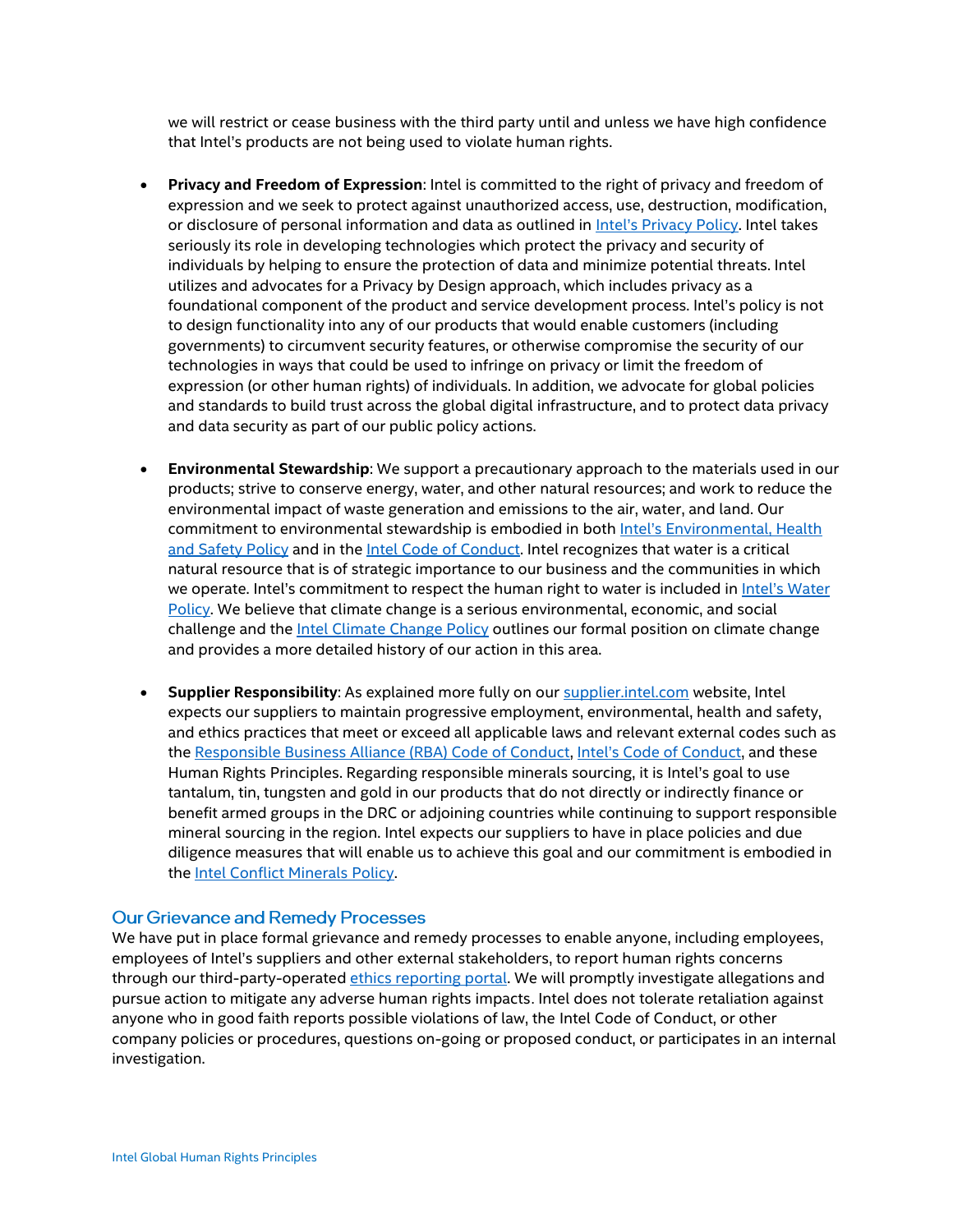we will restrict or cease business with the third party until and unless we have high confidence that Intel's products are not being used to violate human rights.

- **Privacy and Freedom of Expression**: Intel is committed to the right of privacy and freedom of expression and we seek to protect against unauthorized access, use, destruction, modification, or disclosure of personal information and data as outlined in Intel's Privacy Policy. Intel takes seriously its role in developing technologies which protect the privacy and security of individuals by helping to ensure the protection of data and minimize potential threats. Intel utilizes and advocates for a Privacy by Design approach, which includes privacy as a foundational component of the product and service development process. Intel's policy is not to design functionality into any of our products that would enable customers (including governments) to circumvent security features, or otherwise compromise the security of our technologies in ways that could be used to infringe on privacy or limit the freedom of expression (or other human rights) of individuals. In addition, we advocate for global policies and standards to build trust across the global digital infrastructure, and to protect data privacy and data security as part of our public policy actions.

- **Environmental Stewardship**: We support a precautionary approach to the materials used in our products; strive to conserve energy, water, and other natural resources; and work to reduce the environmental impact of waste generation and emissions to the air, water, and land. Our commitment to environmental stewardship is embodied in both Intel's Environmental, Health and Safety Policy and in the Intel Code of Conduct. Intel recognizes that water is a critical natural resource that is of strategic importance to our business and the communities in which we operate. Intel's commitment to respect the human right to water is included in Intel's Water Policy. We believe that climate change is a serious environmental, economic, and social challenge and the Intel Climate Change Policy outlines our formal position on climate change and provides a more detailed history of our action in this area.

- **Supplier Responsibility**: As explained more fully on our supplier.intel.com website, Intel expects our suppliers to maintain progressive employment, environmental, health and safety, and ethics practices that meet or exceed all applicable laws and relevant external codes such as the Responsible Business Alliance (RBA) Code of Conduct, Intel's Code of Conduct, and these Human Rights Principles. Regarding responsible minerals sourcing, it is Intel's goal to use tantalum, tin, tungsten and gold in our products that do not directly or indirectly finance or benefit armed groups in the DRC or adjoining countries while continuing to support responsible mineral sourcing in the region. Intel expects our suppliers to have in place policies and due diligence measures that will enable us to achieve this goal and our commitment is embodied in the Intel Conflict Minerals Policy.

## Our Grievance and Remedy Processes

We have put in place formal grievance and remedy processes to enable anyone, including employees, employees of Intel's suppliers and other external stakeholders, to report human rights concerns through our third-party-operated ethics reporting portal. We will promptly investigate allegations and pursue action to mitigate any adverse human rights impacts. Intel does not tolerate retaliation against anyone who in good faith reports possible violations of law, the Intel Code of Conduct, or other company policies or procedures, questions on-going or proposed conduct, or participates in an internal investigation.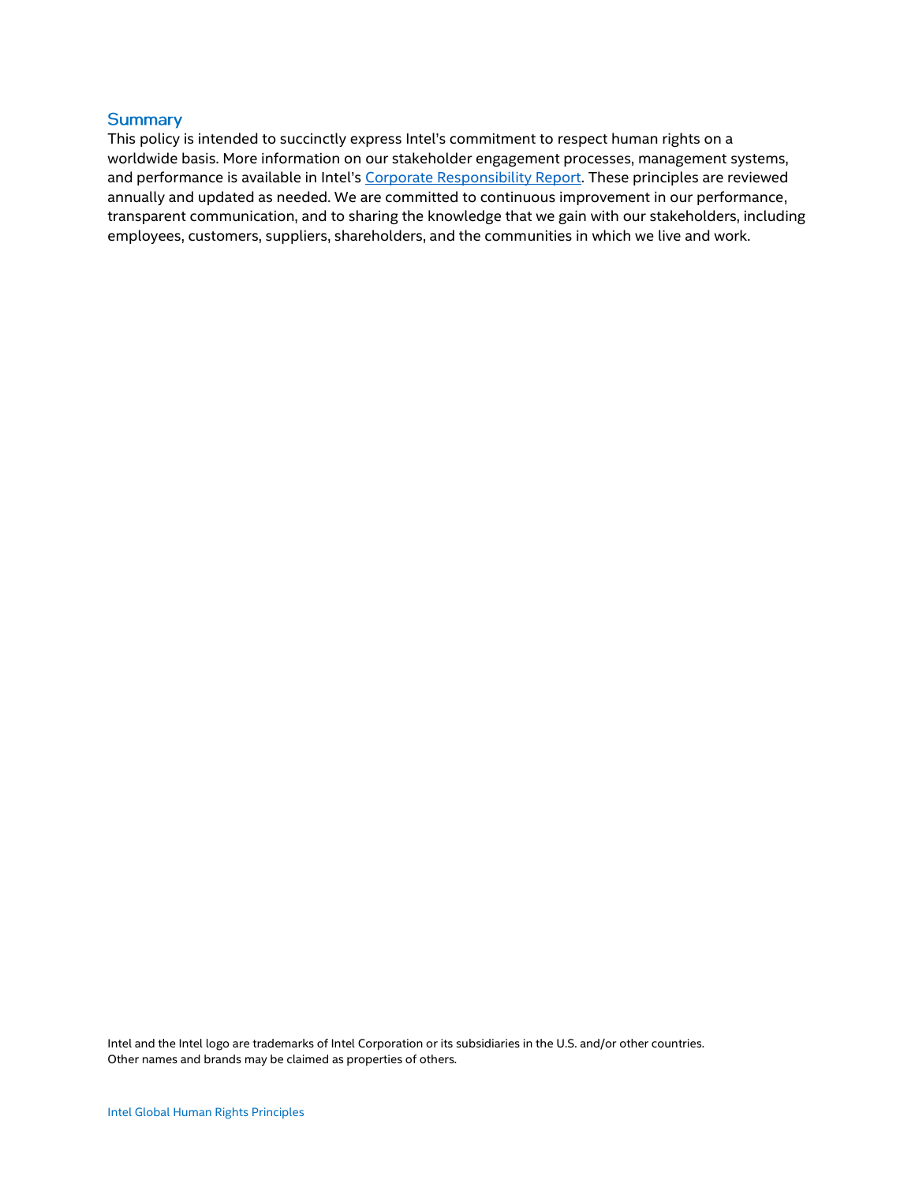## Summary

This policy is intended to succinctly express Intel's commitment to respect human rights on a worldwide basis. More information on our stakeholder engagement processes, management systems, and performance is available in Intel's Corporate Responsibility Report. These principles are reviewed annually and updated as needed. We are committed to continuous improvement in our performance, transparent communication, and to sharing the knowledge that we gain with our stakeholders, including employees, customers, suppliers, shareholders, and the communities in which we live and work.

Intel and the Intel logo are trademarks of Intel Corporation or its subsidiaries in the U.S. and/or other countries.
Other names and brands may be claimed as properties of others.